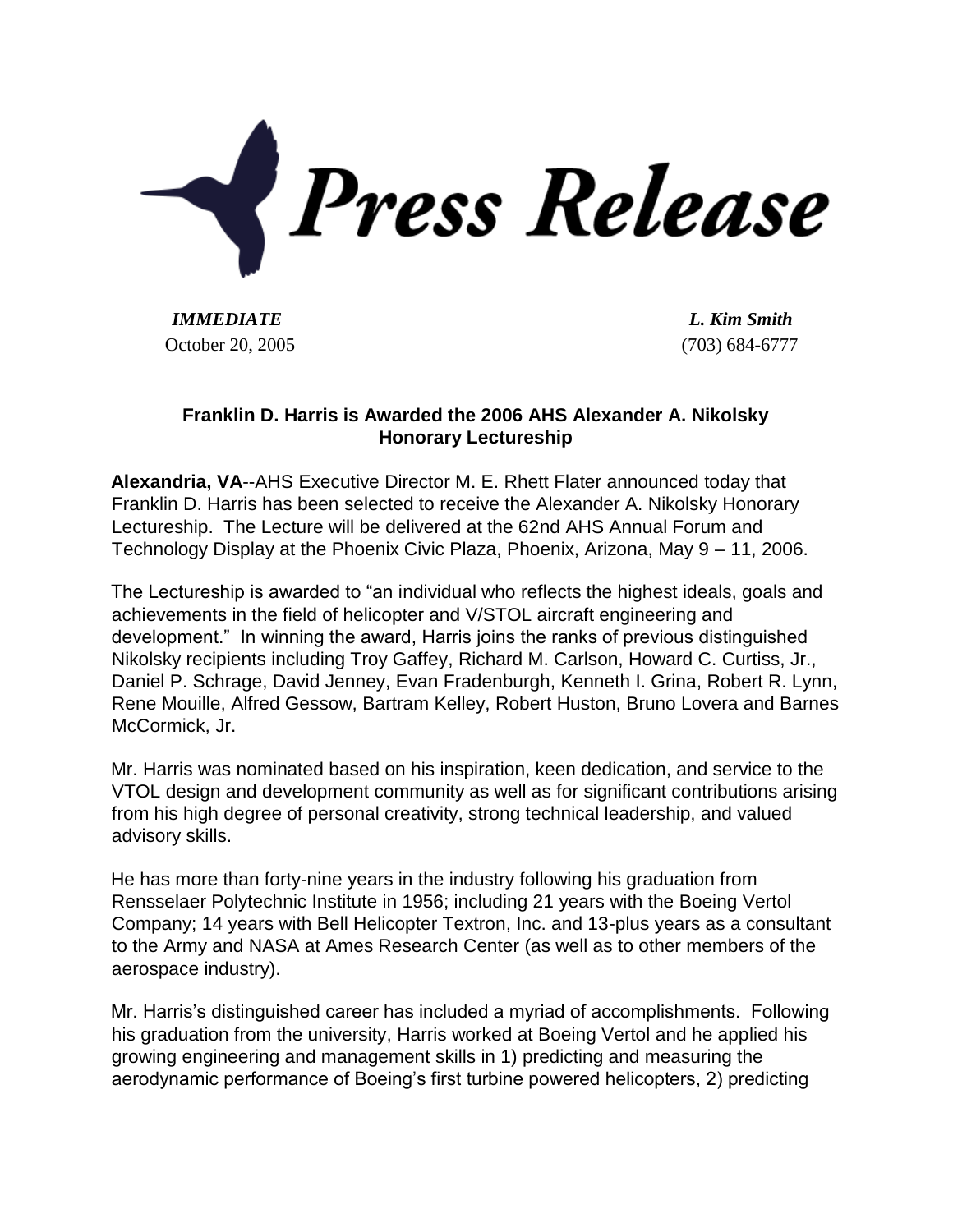# Press Release

*IMMEDIATE* — October 20, 2005

*L. Kim Smith* — (703) 684-6777

## Franklin D. Harris is Awarded the 2006 AHS Alexander A. Nikolsky Honorary Lectureship

**Alexandria, VA**--AHS Executive Director M. E. Rhett Flater announced today that Franklin D. Harris has been selected to receive the Alexander A. Nikolsky Honorary Lectureship. The Lecture will be delivered at the 62nd AHS Annual Forum and Technology Display at the Phoenix Civic Plaza, Phoenix, Arizona, May 9 – 11, 2006.

The Lectureship is awarded to "an individual who reflects the highest ideals, goals and achievements in the field of helicopter and V/STOL aircraft engineering and development." In winning the award, Harris joins the ranks of previous distinguished Nikolsky recipients including Troy Gaffey, Richard M. Carlson, Howard C. Curtiss, Jr., Daniel P. Schrage, David Jenney, Evan Fradenburgh, Kenneth I. Grina, Robert R. Lynn, Rene Mouille, Alfred Gessow, Bartram Kelley, Robert Huston, Bruno Lovera and Barnes McCormick, Jr.

Mr. Harris was nominated based on his inspiration, keen dedication, and service to the VTOL design and development community as well as for significant contributions arising from his high degree of personal creativity, strong technical leadership, and valued advisory skills.

He has more than forty-nine years in the industry following his graduation from Rensselaer Polytechnic Institute in 1956; including 21 years with the Boeing Vertol Company; 14 years with Bell Helicopter Textron, Inc. and 13-plus years as a consultant to the Army and NASA at Ames Research Center (as well as to other members of the aerospace industry).

Mr. Harris's distinguished career has included a myriad of accomplishments. Following his graduation from the university, Harris worked at Boeing Vertol and he applied his growing engineering and management skills in 1) predicting and measuring the aerodynamic performance of Boeing's first turbine powered helicopters, 2) predicting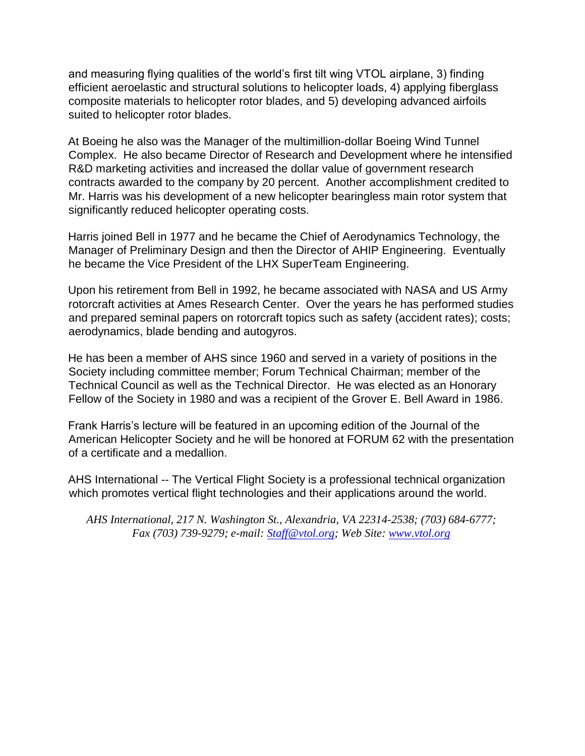and measuring flying qualities of the world's first tilt wing VTOL airplane, 3) finding efficient aeroelastic and structural solutions to helicopter loads, 4) applying fiberglass composite materials to helicopter rotor blades, and 5) developing advanced airfoils suited to helicopter rotor blades.

At Boeing he also was the Manager of the multimillion-dollar Boeing Wind Tunnel Complex. He also became Director of Research and Development where he intensified R&D marketing activities and increased the dollar value of government research contracts awarded to the company by 20 percent. Another accomplishment credited to Mr. Harris was his development of a new helicopter bearingless main rotor system that significantly reduced helicopter operating costs.

Harris joined Bell in 1977 and he became the Chief of Aerodynamics Technology, the Manager of Preliminary Design and then the Director of AHIP Engineering. Eventually he became the Vice President of the LHX SuperTeam Engineering.

Upon his retirement from Bell in 1992, he became associated with NASA and US Army rotorcraft activities at Ames Research Center. Over the years he has performed studies and prepared seminal papers on rotorcraft topics such as safety (accident rates); costs; aerodynamics, blade bending and autogyros.

He has been a member of AHS since 1960 and served in a variety of positions in the Society including committee member; Forum Technical Chairman; member of the Technical Council as well as the Technical Director. He was elected as an Honorary Fellow of the Society in 1980 and was a recipient of the Grover E. Bell Award in 1986.

Frank Harris's lecture will be featured in an upcoming edition of the Journal of the American Helicopter Society and he will be honored at FORUM 62 with the presentation of a certificate and a medallion.

AHS International -- The Vertical Flight Society is a professional technical organization which promotes vertical flight technologies and their applications around the world.

*AHS International, 217 N. Washington St., Alexandria, VA 22314-2538; (703) 684-6777; Fax (703) 739-9279; e-mail: [Staff@vtol.org](mailto:Staff@vtol.org); Web Site: [www.vtol.org](http://www.vtol.org)*